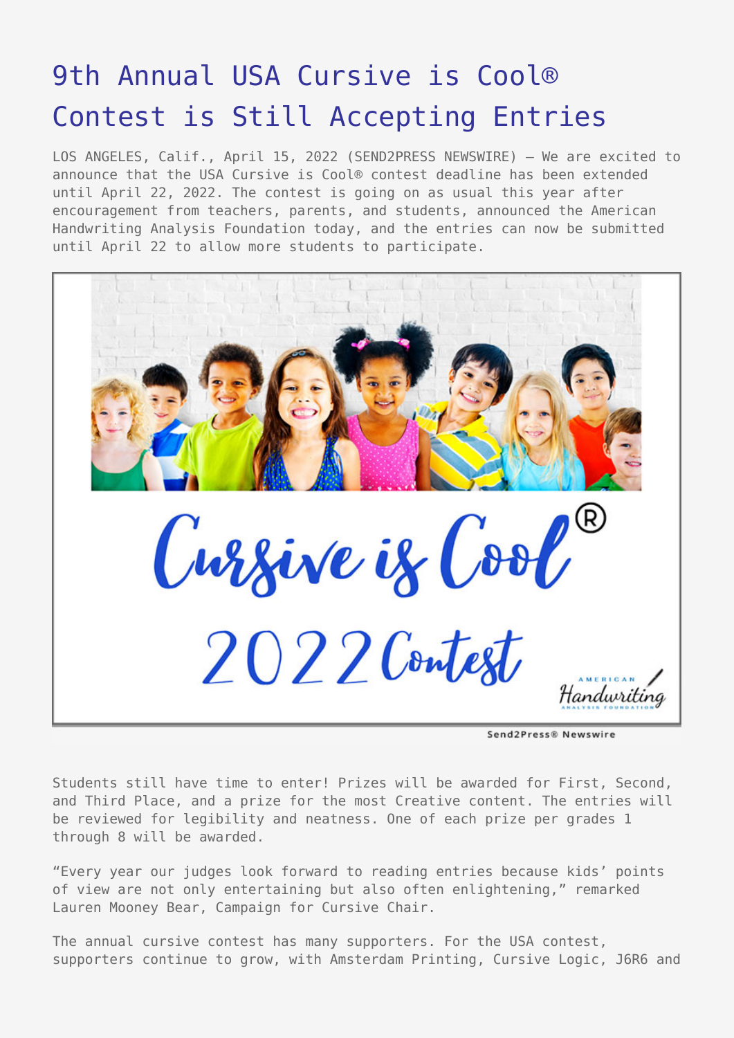# 9th Annual USA Cursive is Cool® Contest is Still Accepting Entries

LOS ANGELES, Calif., April 15, 2022 (SEND2PRESS NEWSWIRE) — We are excited to announce that the USA Cursive is Cool® contest deadline has been extended until April 22, 2022. The contest is going on as usual this year after encouragement from teachers, parents, and students, announced the American Handwriting Analysis Foundation today, and the entries can now be submitted until April 22 to allow more students to participate.

Students still have time to enter! Prizes will be awarded for First, Second, and Third Place, and a prize for the most Creative content. The entries will be reviewed for legibility and neatness. One of each prize per grades 1 through 8 will be awarded.

"Every year our judges look forward to reading entries because kids' points of view are not only entertaining but also often enlightening," remarked Lauren Mooney Bear, Campaign for Cursive Chair.

The annual cursive contest has many supporters. For the USA contest, supporters continue to grow, with Amsterdam Printing, Cursive Logic, J6R6 and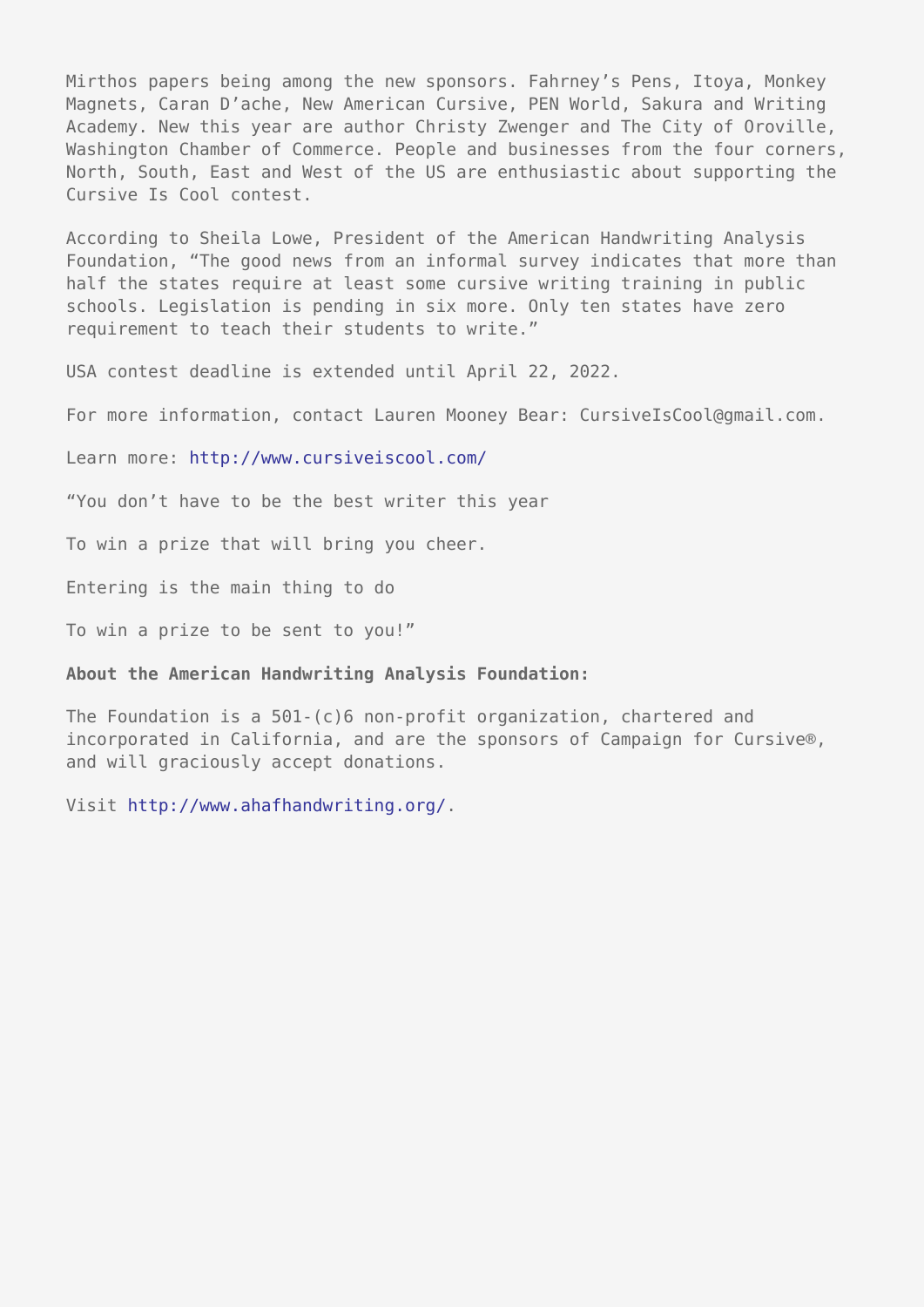Mirthos papers being among the new sponsors. Fahrney's Pens, Itoya, Monkey Magnets, Caran D'ache, New American Cursive, PEN World, Sakura and Writing Academy. New this year are author Christy Zwenger and The City of Oroville, Washington Chamber of Commerce. People and businesses from the four corners, North, South, East and West of the US are enthusiastic about supporting the Cursive Is Cool contest.

According to Sheila Lowe, President of the American Handwriting Analysis Foundation, "The good news from an informal survey indicates that more than half the states require at least some cursive writing training in public schools. Legislation is pending in six more. Only ten states have zero requirement to teach their students to write."

USA contest deadline is extended until April 22, 2022.

For more information, contact Lauren Mooney Bear: CursiveIsCool@gmail.com.

Learn more: http://www.cursiveiscool.com/

"You don't have to be the best writer this year

To win a prize that will bring you cheer.

Entering is the main thing to do

To win a prize to be sent to you!"

**About the American Handwriting Analysis Foundation:**

The Foundation is a 501-(c)6 non-profit organization, chartered and incorporated in California, and are the sponsors of Campaign for Cursive®, and will graciously accept donations.

Visit http://www.ahafhandwriting.org/.